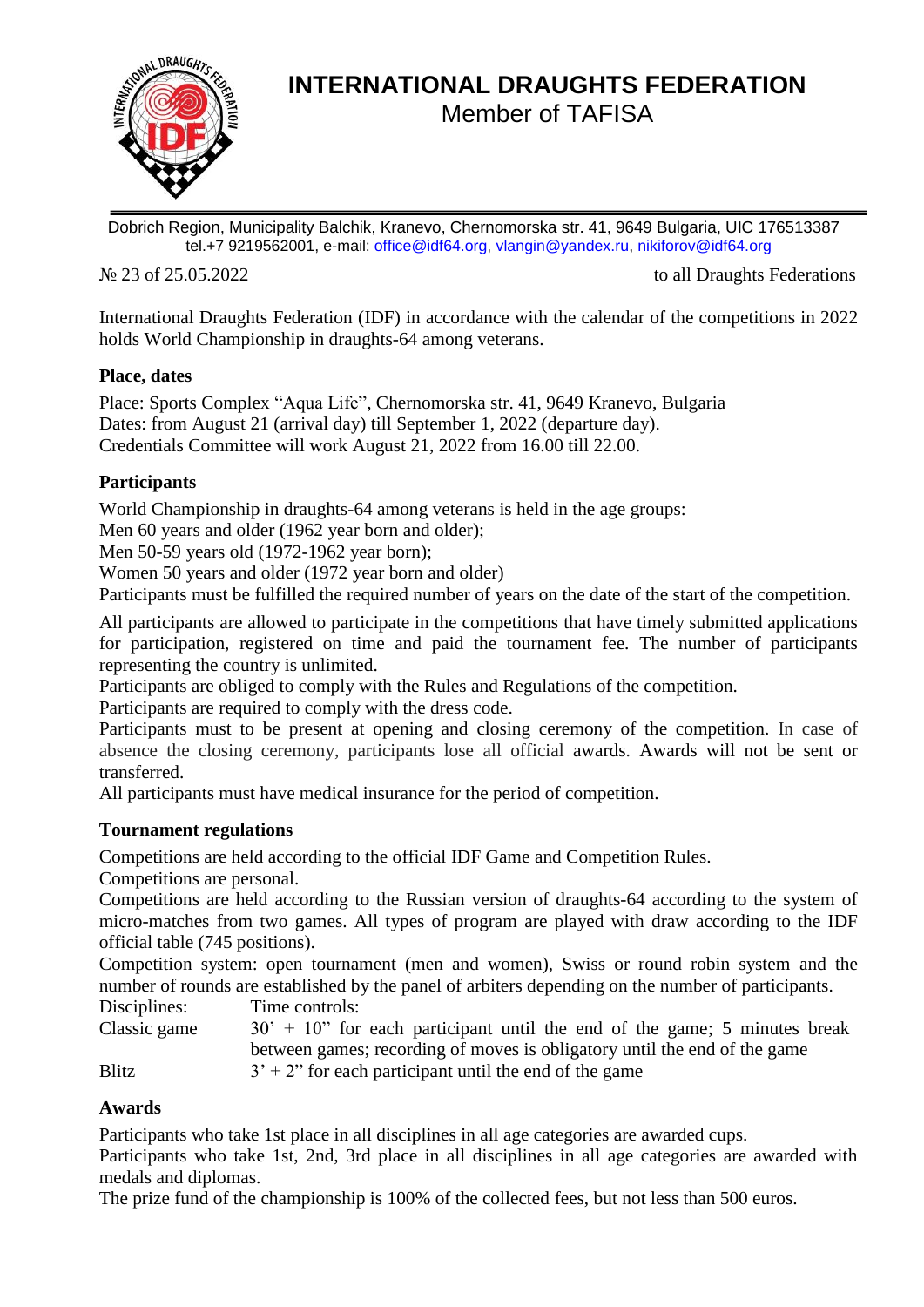# INTERNATIONAL DRAUGHTS FEDERATION

Member of TAFISA

Dobrich Region, Municipality Balchik, Kranevo, Chernomorska str. 41, 9649 Bulgaria, UIC 176513387
tel.+7 9219562001, e-mail: office@idf64.org, vlangin@yandex.ru, nikiforov@idf64.org

№ 23 of 25.05.2022 to all Draughts Federations

International Draughts Federation (IDF) in accordance with the calendar of the competitions in 2022 holds World Championship in draughts-64 among veterans.

**Place, dates**

Place: Sports Complex "Aqua Life", Chernomorska str. 41, 9649 Kranevo, Bulgaria
Dates: from August 21 (arrival day) till September 1, 2022 (departure day).
Credentials Committee will work August 21, 2022 from 16.00 till 22.00.

**Participants**

World Championship in draughts-64 among veterans is held in the age groups:
Men 60 years and older (1962 year born and older);
Men 50-59 years old (1972-1962 year born);
Women 50 years and older (1972 year born and older)
Participants must be fulfilled the required number of years on the date of the start of the competition.

All participants are allowed to participate in the competitions that have timely submitted applications for participation, registered on time and paid the tournament fee. The number of participants representing the country is unlimited.
Participants are obliged to comply with the Rules and Regulations of the competition.
Participants are required to comply with the dress code.
Participants must to be present at opening and closing ceremony of the competition. In case of absence the closing ceremony, participants lose all official awards. Awards will not be sent or transferred.
All participants must have medical insurance for the period of competition.

**Tournament regulations**

Competitions are held according to the official IDF Game and Competition Rules.
Competitions are personal.
Competitions are held according to the Russian version of draughts-64 according to the system of micro-matches from two games. All types of program are played with draw according to the IDF official table (745 positions).
Competition system: open tournament (men and women), Swiss or round robin system and the number of rounds are established by the panel of arbiters depending on the number of participants.

| Disciplines: | Time controls: |
|---|---|
| Classic game | 30' + 10" for each participant until the end of the game; 5 minutes break between games; recording of moves is obligatory until the end of the game |
| Blitz | 3' + 2" for each participant until the end of the game |

**Awards**

Participants who take 1st place in all disciplines in all age categories are awarded cups.
Participants who take 1st, 2nd, 3rd place in all disciplines in all age categories are awarded with medals and diplomas.
The prize fund of the championship is 100% of the collected fees, but not less than 500 euros.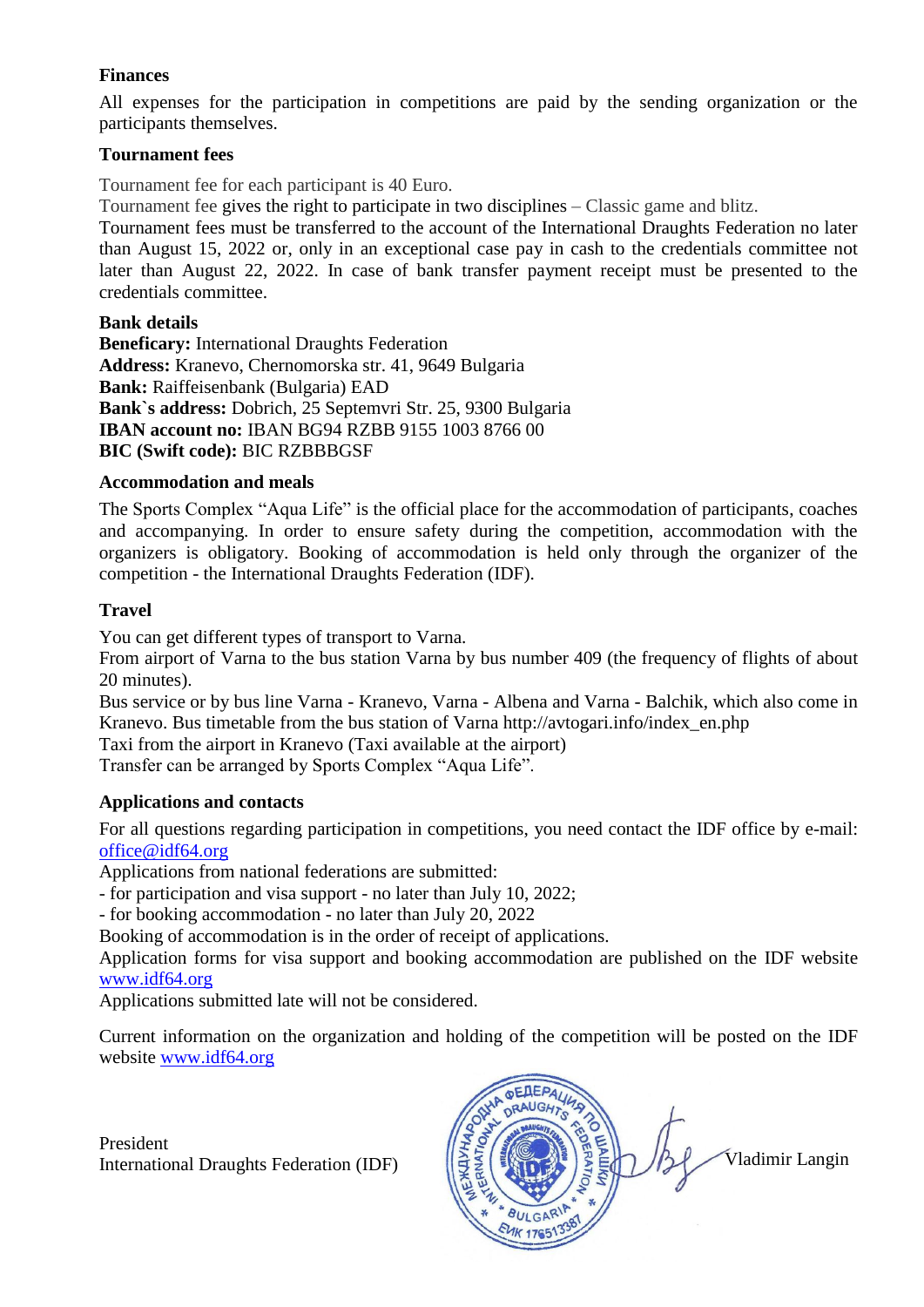### Finances

All expenses for the participation in competitions are paid by the sending organization or the participants themselves.

### Tournament fees

Tournament fee for each participant is 40 Euro.
Tournament fee gives the right to participate in two disciplines – Classic game and blitz.
Tournament fees must be transferred to the account of the International Draughts Federation no later than August 15, 2022 or, only in an exceptional case pay in cash to the credentials committee not later than August 22, 2022. In case of bank transfer payment receipt must be presented to the credentials committee.

### Bank details

**Beneficary:** International Draughts Federation
**Address:** Kranevo, Chernomorska str. 41, 9649 Bulgaria
**Bank:** Raiffeisenbank (Bulgaria) EAD
**Bank`s address:** Dobrich, 25 Septemvri Str. 25, 9300 Bulgaria
**IBAN account no:** IBAN BG94 RZBB 9155 1003 8766 00
**BIC (Swift code):** BIC RZBBBGSF

### Accommodation and meals

The Sports Complex “Aqua Life” is the official place for the accommodation of participants, coaches and accompanying. In order to ensure safety during the competition, accommodation with the organizers is obligatory. Booking of accommodation is held only through the organizer of the competition - the International Draughts Federation (IDF).

### Travel

You can get different types of transport to Varna.
From airport of Varna to the bus station Varna by bus number 409 (the frequency of flights of about 20 minutes).
Bus service or by bus line Varna - Kranevo, Varna - Albena and Varna - Balchik, which also come in Kranevo. Bus timetable from the bus station of Varna http://avtogari.info/index_en.php
Taxi from the airport in Kranevo (Taxi available at the airport)
Transfer can be arranged by Sports Complex “Aqua Life”.

### Applications and contacts

For all questions regarding participation in competitions, you need contact the IDF office by e-mail: office@idf64.org
Applications from national federations are submitted:
- for participation and visa support - no later than July 10, 2022;
- for booking accommodation - no later than July 20, 2022

Booking of accommodation is in the order of receipt of applications.
Application forms for visa support and booking accommodation are published on the IDF website www.idf64.org
Applications submitted late will not be considered.

Current information on the organization and holding of the competition will be posted on the IDF website www.idf64.org

President
International Draughts Federation (IDF) — Vladimir Langin